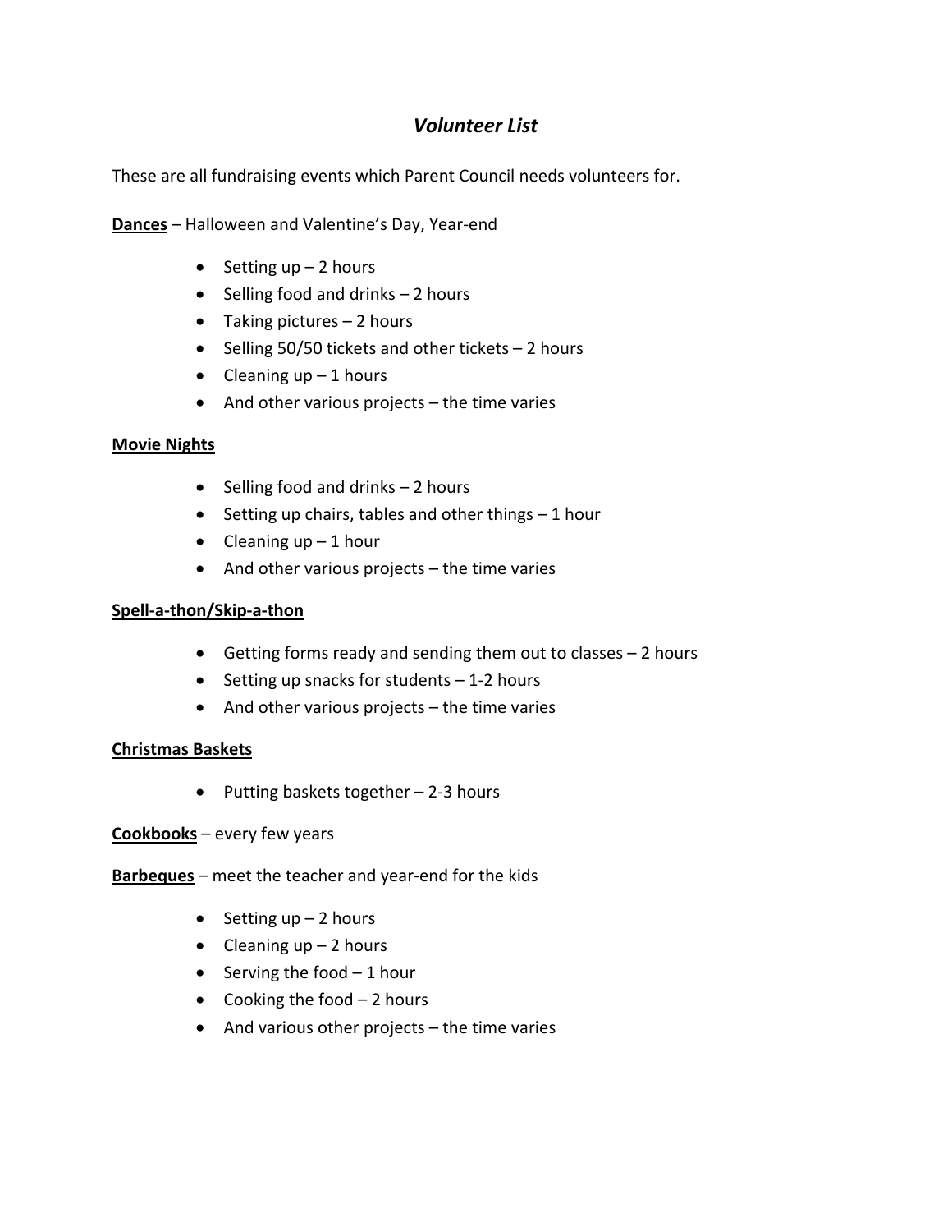# *Volunteer List*

These are all fundraising events which Parent Council needs volunteers for.

**Dances** – Halloween and Valentine's Day, Year-end

- Setting up – 2 hours
- Selling food and drinks – 2 hours
- Taking pictures – 2 hours
- Selling 50/50 tickets and other tickets – 2 hours
- Cleaning up – 1 hours
- And other various projects – the time varies

**Movie Nights**

- Selling food and drinks – 2 hours
- Setting up chairs, tables and other things – 1 hour
- Cleaning up – 1 hour
- And other various projects – the time varies

**Spell-a-thon/Skip-a-thon**

- Getting forms ready and sending them out to classes – 2 hours
- Setting up snacks for students – 1-2 hours
- And other various projects – the time varies

**Christmas Baskets**

- Putting baskets together – 2-3 hours

**Cookbooks** – every few years

**Barbeques** – meet the teacher and year-end for the kids

- Setting up – 2 hours
- Cleaning up – 2 hours
- Serving the food – 1 hour
- Cooking the food – 2 hours
- And various other projects – the time varies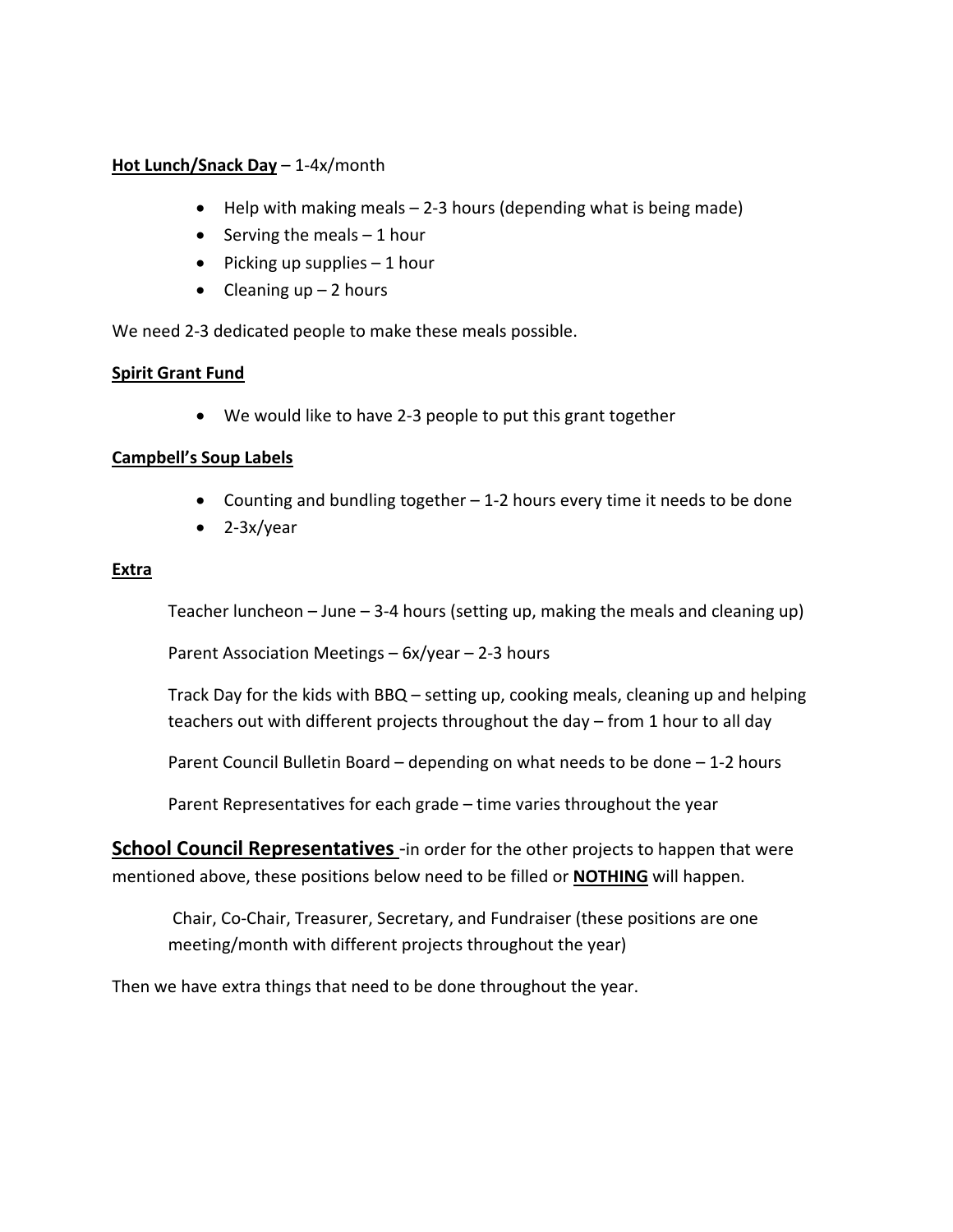**<u>Hot Lunch/Snack Day</u>** – 1-4x/month

- Help with making meals – 2-3 hours (depending what is being made)
- Serving the meals – 1 hour
- Picking up supplies – 1 hour
- Cleaning up – 2 hours

We need 2-3 dedicated people to make these meals possible.

**<u>Spirit Grant Fund</u>**

- We would like to have 2-3 people to put this grant together

**<u>Campbell's Soup Labels</u>**

- Counting and bundling together – 1-2 hours every time it needs to be done
- 2-3x/year

**<u>Extra</u>**

Teacher luncheon – June – 3-4 hours (setting up, making the meals and cleaning up)

Parent Association Meetings – 6x/year – 2-3 hours

Track Day for the kids with BBQ – setting up, cooking meals, cleaning up and helping teachers out with different projects throughout the day – from 1 hour to all day

Parent Council Bulletin Board – depending on what needs to be done – 1-2 hours

Parent Representatives for each grade – time varies throughout the year

**<u>School Council Representatives</u>** -in order for the other projects to happen that were mentioned above, these positions below need to be filled or **<u>NOTHING</u>** will happen.

Chair, Co-Chair, Treasurer, Secretary, and Fundraiser (these positions are one meeting/month with different projects throughout the year)

Then we have extra things that need to be done throughout the year.